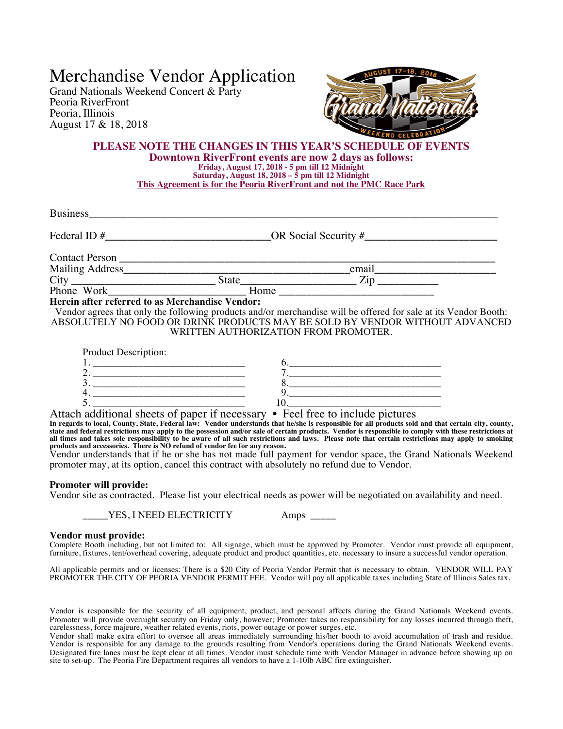# Merchandise Vendor Application

Grand Nationals Weekend Concert & Party
Peoria RiverFront
Peoria, Illinois
August 17 & 18, 2018

**PLEASE NOTE THE CHANGES IN THIS YEAR'S SCHEDULE OF EVENTS**
**Downtown RiverFront events are now 2 days as follows:**
**Friday, August 17, 2018 - 5 pm till 12 Midnight**
**Saturday, August 18, 2018 – 5 pm till 12 Midnight**
**This Agreement is for the Peoria RiverFront and not the PMC Race Park**

Business___________________________________________________________________

Federal ID #______________________________OR Social Security #_______________________

Contact Person ____________________________________________________________
Mailing Address________________________________________email____________________
City __________________________ State____________________ Zip __________
Phone Work________________________ Home ____________________________

**Herein after referred to as Merchandise Vendor:**

Vendor agrees that only the following products and/or merchandise will be offered for sale at its Vendor Booth: ABSOLUTELY NO FOOD OR DRINK PRODUCTS MAY BE SOLD BY VENDOR WITHOUT ADVANCED WRITTEN AUTHORIZATION FROM PROMOTER.

Product Description:

1. ____________________________ 6.____________________________
2. ____________________________ 7.____________________________
3. ____________________________ 8.____________________________
4. ____________________________ 9.____________________________
5. ____________________________ 10.___________________________

Attach additional sheets of paper if necessary • Feel free to include pictures

**In regards to local, County, State, Federal law: Vendor understands that he/she is responsible for all products sold and that certain city, county, state and federal restrictions may apply to the possession and/or sale of certain products. Vendor is responsible to comply with these restrictions at all times and takes sole responsibility to be aware of all such restrictions and laws. Please note that certain restrictions may apply to smoking products and accessories. There is NO refund of vendor fee for any reason.**

Vendor understands that if he or she has not made full payment for vendor space, the Grand Nationals Weekend promoter may, at its option, cancel this contract with absolutely no refund due to Vendor.

**Promoter will provide:**

Vendor site as contracted. Please list your electrical needs as power will be negotiated on availability and need.

_____YES, I NEED ELECTRICITY Amps _____

**Vendor must provide:**

Complete Booth including, but not limited to: All signage, which must be approved by Promoter. Vendor must provide all equipment, furniture, fixtures, tent/overhead covering, adequate product and product quantities, etc. necessary to insure a successful vendor operation.

All applicable permits and or licenses: There is a $20 City of Peoria Vendor Permit that is necessary to obtain. VENDOR WILL PAY PROMOTER THE CITY OF PEORIA VENDOR PERMIT FEE. Vendor will pay all applicable taxes including State of Illinois Sales tax.

Vendor is responsible for the security of all equipment, product, and personal affects during the Grand Nationals Weekend events. Promoter will provide overnight security on Friday only, however; Promoter takes no responsibility for any losses incurred through theft, carelessness, force majeure, weather related events, riots, power outage or power surges, etc.

Vendor shall make extra effort to oversee all areas immediately surrounding his/her booth to avoid accumulation of trash and residue. Vendor is responsible for any damage to the grounds resulting from Vendor's operations during the Grand Nationals Weekend events. Designated fire lanes must be kept clear at all times. Vendor must schedule time with Vendor Manager in advance before showing up on site to set-up. The Peoria Fire Department requires all vendors to have a 1-10lb ABC fire extinguisher.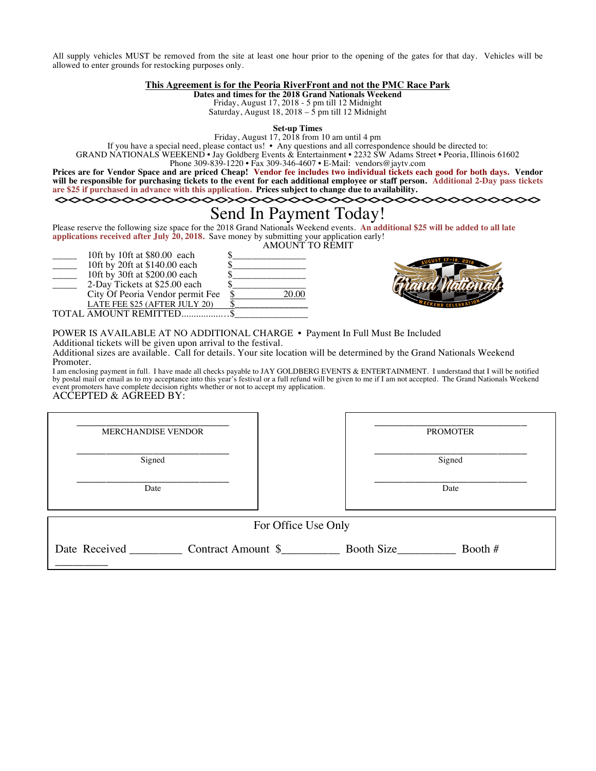All supply vehicles MUST be removed from the site at least one hour prior to the opening of the gates for that day. Vehicles will be allowed to enter grounds for restocking purposes only.

**This Agreement is for the Peoria RiverFront and not the PMC Race Park**

**Dates and times for the 2018 Grand Nationals Weekend**

Friday, August 17, 2018 - 5 pm till 12 Midnight

Saturday, August 18, 2018 – 5 pm till 12 Midnight

**Set-up Times**

Friday, August 17, 2018 from 10 am until 4 pm

If you have a special need, please contact us! • Any questions and all correspondence should be directed to:

GRAND NATIONALS WEEKEND • Jay Goldberg Events & Entertainment • 2232 SW Adams Street • Peoria, Illinois 61602

Phone 309-839-1220 • Fax 309-346-4607 • E-Mail: vendors@jaytv.com

**Prices are for Vendor Space and are priced Cheap! Vendor fee includes two individual tickets each good for both days. Vendor will be responsible for purchasing tickets to the event for each additional employee or staff person. Additional 2-Day pass tickets are $25 if purchased in advance with this application. Prices subject to change due to availability.**

# Send In Payment Today!

Please reserve the following size space for the 2018 Grand Nationals Weekend events. **An additional $25 will be added to all late applications received after July 20, 2018.** Save money by submitting your application early!

| | | AMOUNT TO REMIT |
|---|---|---|
| _____ | 10ft by 10ft at $80.00 each | $_______________ |
| _____ | 10ft by 20ft at $140.00 each | $_______________ |
| _____ | 10ft by 30ft at $200.00 each | $_______________ |
| _____ | 2-Day Tickets at $25.00 each | $_______________ |
| | City Of Peoria Vendor permit Fee | $ 20.00 |
| | LATE FEE $25 (AFTER JULY 20) | $_______________ |
| TOTAL AMOUNT REMITTED | | $_______________ |

POWER IS AVAILABLE AT NO ADDITIONAL CHARGE • Payment In Full Must Be Included

Additional tickets will be given upon arrival to the festival.

Additional sizes are available. Call for details. Your site location will be determined by the Grand Nationals Weekend Promoter.

I am enclosing payment in full. I have made all checks payable to JAY GOLDBERG EVENTS & ENTERTAINMENT. I understand that I will be notified by postal mail or email as to my acceptance into this year's festival or a full refund will be given to me if I am not accepted. The Grand Nationals Weekend event promoters have complete decision rights whether or not to accept my application.

ACCEPTED & AGREED BY:

| | |
|---|---|
| ______________________________ MERCHANDISE VENDOR | ______________________________ PROMOTER |
| ______________________________ Signed | ______________________________ Signed |
| ______________________________ Date | ______________________________ Date |

For Office Use Only

Date Received _________ Contract Amount $__________ Booth Size__________ Booth # _________